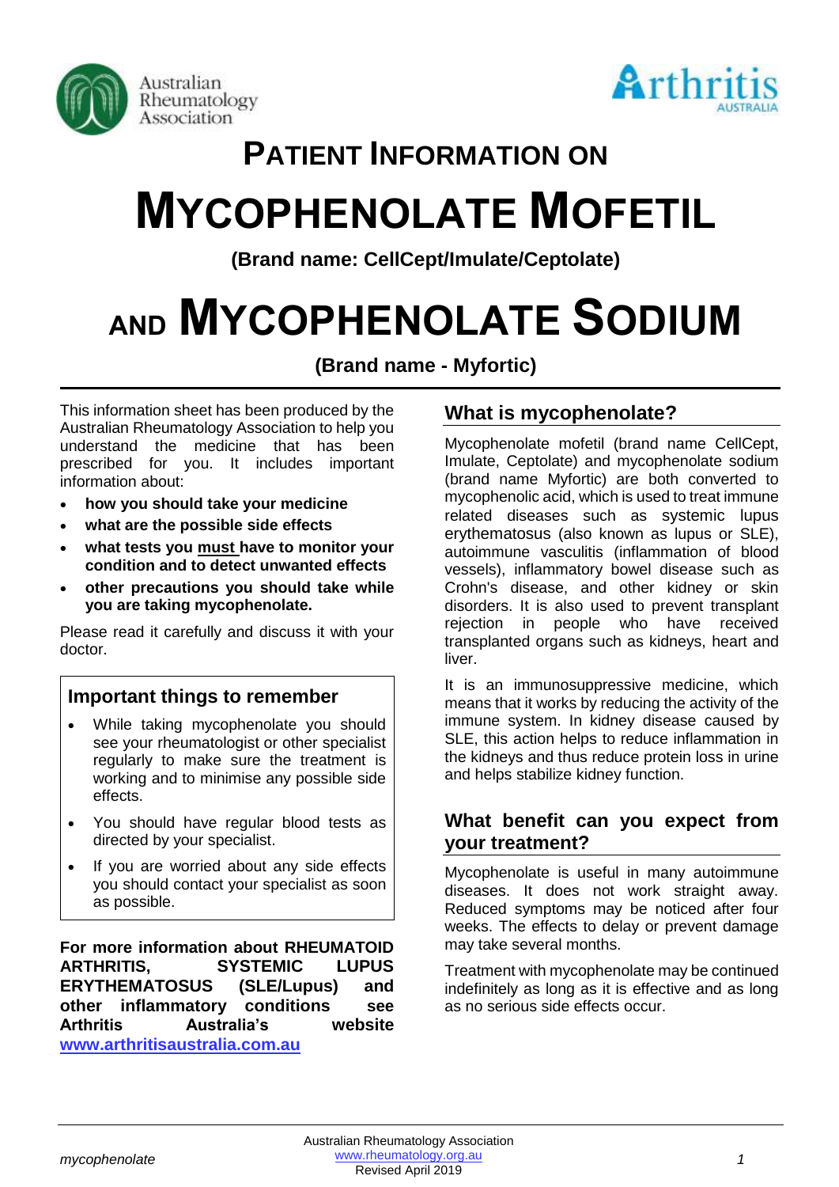# PATIENT INFORMATION ON

# MYCOPHENOLATE MOFETIL

**(Brand name: CellCept/Imulate/Ceptolate)**

# AND MYCOPHENOLATE SODIUM

**(Brand name - Myfortic)**

This information sheet has been produced by the Australian Rheumatology Association to help you understand the medicine that has been prescribed for you. It includes important information about:

- **how you should take your medicine**
- **what are the possible side effects**
- **what tests you <u>must</u> have to monitor your condition and to detect unwanted effects**
- **other precautions you should take while you are taking mycophenolate.**

Please read it carefully and discuss it with your doctor.

## Important things to remember

- While taking mycophenolate you should see your rheumatologist or other specialist regularly to make sure the treatment is working and to minimise any possible side effects.
- You should have regular blood tests as directed by your specialist.
- If you are worried about any side effects you should contact your specialist as soon as possible.

**For more information about RHEUMATOID ARTHRITIS, SYSTEMIC LUPUS ERYTHEMATOSUS (SLE/Lupus) and other inflammatory conditions see Arthritis Australia's website [www.arthritisaustralia.com.au](http://www.arthritisaustralia.com.au)**

## What is mycophenolate?

Mycophenolate mofetil (brand name CellCept, Imulate, Ceptolate) and mycophenolate sodium (brand name Myfortic) are both converted to mycophenolic acid, which is used to treat immune related diseases such as systemic lupus erythematosus (also known as lupus or SLE), autoimmune vasculitis (inflammation of blood vessels), inflammatory bowel disease such as Crohn's disease, and other kidney or skin disorders. It is also used to prevent transplant rejection in people who have received transplanted organs such as kidneys, heart and liver.

It is an immunosuppressive medicine, which means that it works by reducing the activity of the immune system. In kidney disease caused by SLE, this action helps to reduce inflammation in the kidneys and thus reduce protein loss in urine and helps stabilize kidney function.

## What benefit can you expect from your treatment?

Mycophenolate is useful in many autoimmune diseases. It does not work straight away. Reduced symptoms may be noticed after four weeks. The effects to delay or prevent damage may take several months.

Treatment with mycophenolate may be continued indefinitely as long as it is effective and as long as no serious side effects occur.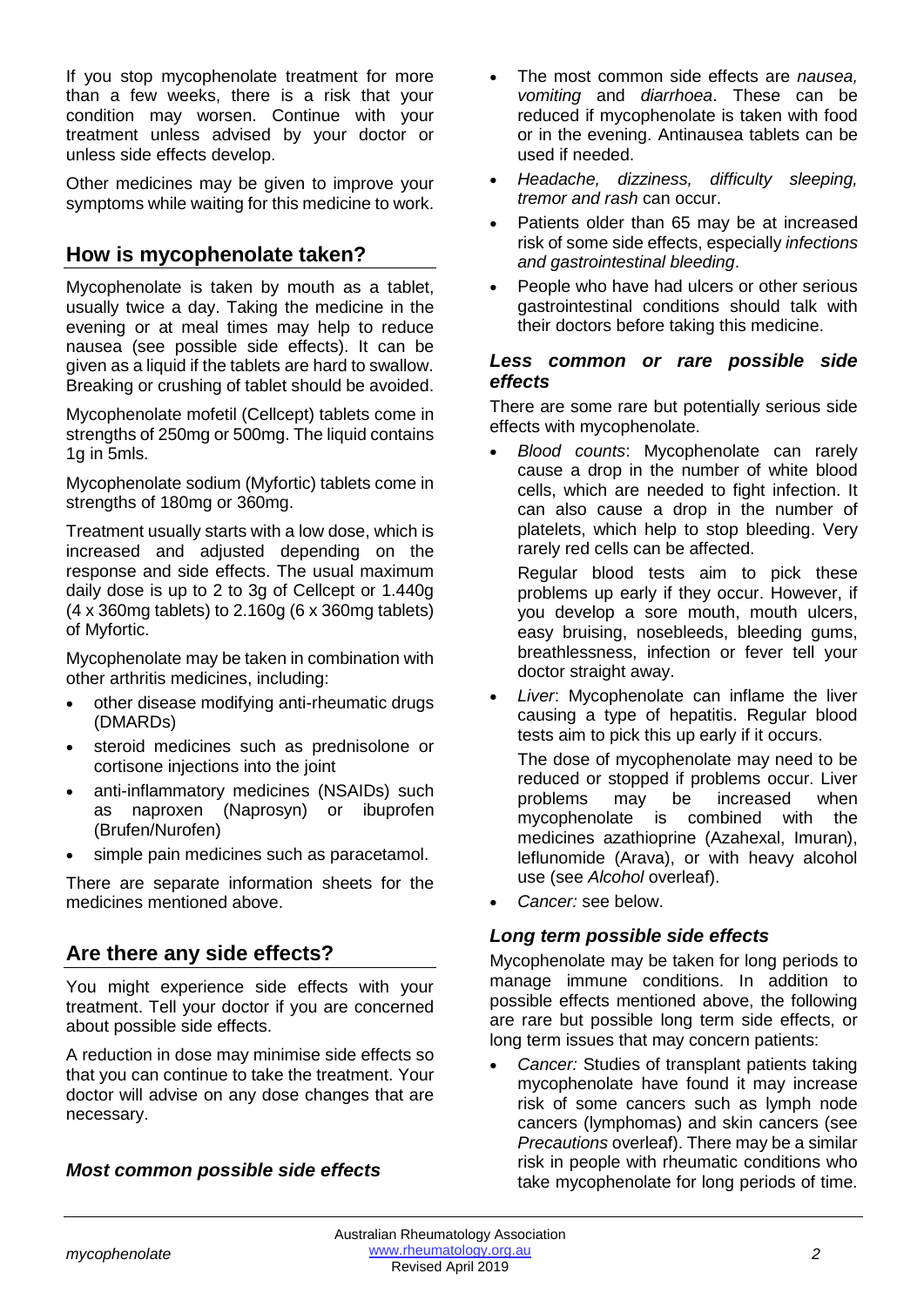If you stop mycophenolate treatment for more than a few weeks, there is a risk that your condition may worsen. Continue with your treatment unless advised by your doctor or unless side effects develop.

Other medicines may be given to improve your symptoms while waiting for this medicine to work.

## How is mycophenolate taken?

Mycophenolate is taken by mouth as a tablet, usually twice a day. Taking the medicine in the evening or at meal times may help to reduce nausea (see possible side effects). It can be given as a liquid if the tablets are hard to swallow. Breaking or crushing of tablet should be avoided.

Mycophenolate mofetil (Cellcept) tablets come in strengths of 250mg or 500mg. The liquid contains 1g in 5mls.

Mycophenolate sodium (Myfortic) tablets come in strengths of 180mg or 360mg.

Treatment usually starts with a low dose, which is increased and adjusted depending on the response and side effects. The usual maximum daily dose is up to 2 to 3g of Cellcept or 1.440g (4 x 360mg tablets) to 2.160g (6 x 360mg tablets) of Myfortic.

Mycophenolate may be taken in combination with other arthritis medicines, including:

- other disease modifying anti-rheumatic drugs (DMARDs)
- steroid medicines such as prednisolone or cortisone injections into the joint
- anti-inflammatory medicines (NSAIDs) such as naproxen (Naprosyn) or ibuprofen (Brufen/Nurofen)
- simple pain medicines such as paracetamol.

There are separate information sheets for the medicines mentioned above.

## Are there any side effects?

You might experience side effects with your treatment. Tell your doctor if you are concerned about possible side effects.

A reduction in dose may minimise side effects so that you can continue to take the treatment. Your doctor will advise on any dose changes that are necessary.

### *Most common possible side effects*

- The most common side effects are *nausea, vomiting* and *diarrhoea*. These can be reduced if mycophenolate is taken with food or in the evening. Antinausea tablets can be used if needed.
- *Headache, dizziness, difficulty sleeping, tremor and rash* can occur.
- Patients older than 65 may be at increased risk of some side effects, especially *infections and gastrointestinal bleeding*.
- People who have had ulcers or other serious gastrointestinal conditions should talk with their doctors before taking this medicine.

### *Less common or rare possible side effects*

There are some rare but potentially serious side effects with mycophenolate.

- *Blood counts*: Mycophenolate can rarely cause a drop in the number of white blood cells, which are needed to fight infection. It can also cause a drop in the number of platelets, which help to stop bleeding. Very rarely red cells can be affected.

  Regular blood tests aim to pick these problems up early if they occur. However, if you develop a sore mouth, mouth ulcers, easy bruising, nosebleeds, bleeding gums, breathlessness, infection or fever tell your doctor straight away.

- *Liver*: Mycophenolate can inflame the liver causing a type of hepatitis. Regular blood tests aim to pick this up early if it occurs.

  The dose of mycophenolate may need to be reduced or stopped if problems occur. Liver problems may be increased when mycophenolate is combined with the medicines azathioprine (Azahexal, Imuran), leflunomide (Arava), or with heavy alcohol use (see *Alcohol* overleaf).

- *Cancer:* see below.

### *Long term possible side effects*

Mycophenolate may be taken for long periods to manage immune conditions. In addition to possible effects mentioned above, the following are rare but possible long term side effects, or long term issues that may concern patients:

- *Cancer:* Studies of transplant patients taking mycophenolate have found it may increase risk of some cancers such as lymph node cancers (lymphomas) and skin cancers (see *Precautions* overleaf). There may be a similar risk in people with rheumatic conditions who take mycophenolate for long periods of time.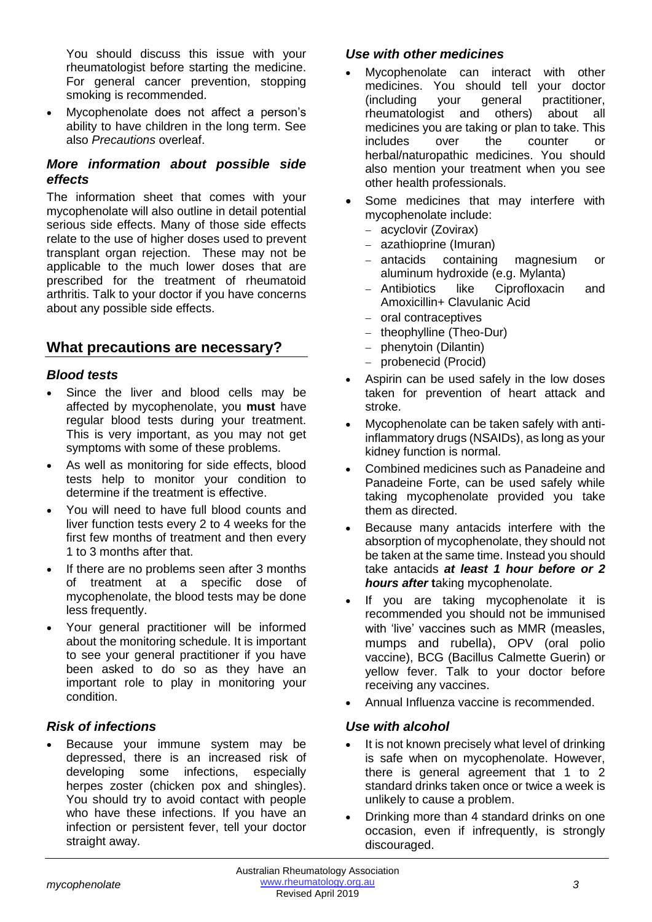You should discuss this issue with your rheumatologist before starting the medicine. For general cancer prevention, stopping smoking is recommended.

- Mycophenolate does not affect a person's ability to have children in the long term. See also *Precautions* overleaf.

### *More information about possible side effects*

The information sheet that comes with your mycophenolate will also outline in detail potential serious side effects. Many of those side effects relate to the use of higher doses used to prevent transplant organ rejection. These may not be applicable to the much lower doses that are prescribed for the treatment of rheumatoid arthritis. Talk to your doctor if you have concerns about any possible side effects.

## What precautions are necessary?

### *Blood tests*

- Since the liver and blood cells may be affected by mycophenolate, you **must** have regular blood tests during your treatment. This is very important, as you may not get symptoms with some of these problems.
- As well as monitoring for side effects, blood tests help to monitor your condition to determine if the treatment is effective.
- You will need to have full blood counts and liver function tests every 2 to 4 weeks for the first few months of treatment and then every 1 to 3 months after that.
- If there are no problems seen after 3 months of treatment at a specific dose of mycophenolate, the blood tests may be done less frequently.
- Your general practitioner will be informed about the monitoring schedule. It is important to see your general practitioner if you have been asked to do so as they have an important role to play in monitoring your condition.

### *Risk of infections*

- Because your immune system may be depressed, there is an increased risk of developing some infections, especially herpes zoster (chicken pox and shingles). You should try to avoid contact with people who have these infections. If you have an infection or persistent fever, tell your doctor straight away.

### *Use with other medicines*

- Mycophenolate can interact with other medicines. You should tell your doctor (including your general practitioner, rheumatologist and others) about all medicines you are taking or plan to take. This includes over the counter or herbal/naturopathic medicines. You should also mention your treatment when you see other health professionals.
- Some medicines that may interfere with mycophenolate include:
  - acyclovir (Zovirax)
  - azathioprine (Imuran)
  - antacids containing magnesium or aluminum hydroxide (e.g. Mylanta)
  - Antibiotics like Ciprofloxacin and Amoxicillin+ Clavulanic Acid
  - oral contraceptives
  - theophylline (Theo-Dur)
  - phenytoin (Dilantin)
  - probenecid (Procid)
- Aspirin can be used safely in the low doses taken for prevention of heart attack and stroke.
- Mycophenolate can be taken safely with anti-inflammatory drugs (NSAIDs), as long as your kidney function is normal.
- Combined medicines such as Panadeine and Panadeine Forte, can be used safely while taking mycophenolate provided you take them as directed.
- Because many antacids interfere with the absorption of mycophenolate, they should not be taken at the same time. Instead you should take antacids ***at least 1 hour before or 2 hours after*** taking mycophenolate.
- If you are taking mycophenolate it is recommended you should not be immunised with 'live' vaccines such as MMR (measles, mumps and rubella), OPV (oral polio vaccine), BCG (Bacillus Calmette Guerin) or yellow fever. Talk to your doctor before receiving any vaccines.
- Annual Influenza vaccine is recommended.

### *Use with alcohol*

- It is not known precisely what level of drinking is safe when on mycophenolate. However, there is general agreement that 1 to 2 standard drinks taken once or twice a week is unlikely to cause a problem.
- Drinking more than 4 standard drinks on one occasion, even if infrequently, is strongly discouraged.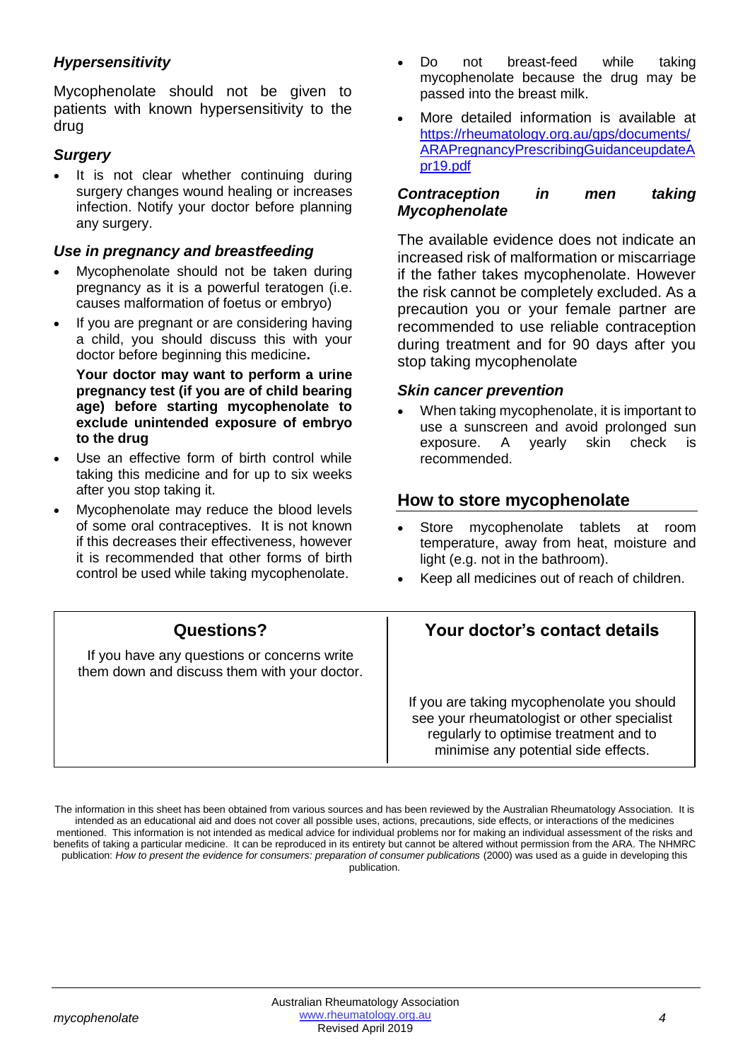### *Hypersensitivity*

Mycophenolate should not be given to patients with known hypersensitivity to the drug

### *Surgery*

- It is not clear whether continuing during surgery changes wound healing or increases infection. Notify your doctor before planning any surgery.

### *Use in pregnancy and breastfeeding*

- Mycophenolate should not be taken during pregnancy as it is a powerful teratogen (i.e. causes malformation of foetus or embryo)
- If you are pregnant or are considering having a child, you should discuss this with your doctor before beginning this medicine**.**

  **Your doctor may want to perform a urine pregnancy test (if you are of child bearing age) before starting mycophenolate to exclude unintended exposure of embryo to the drug**
- Use an effective form of birth control while taking this medicine and for up to six weeks after you stop taking it.
- Mycophenolate may reduce the blood levels of some oral contraceptives. It is not known if this decreases their effectiveness, however it is recommended that other forms of birth control be used while taking mycophenolate.
- Do not breast-feed while taking mycophenolate because the drug may be passed into the breast milk.
- More detailed information is available at https://rheumatology.org.au/gps/documents/ARAPregnancyPrescribingGuidanceupdateApr19.pdf

### *Contraception in men taking Mycophenolate*

The available evidence does not indicate an increased risk of malformation or miscarriage if the father takes mycophenolate. However the risk cannot be completely excluded. As a precaution you or your female partner are recommended to use reliable contraception during treatment and for 90 days after you stop taking mycophenolate

### *Skin cancer prevention*

- When taking mycophenolate, it is important to use a sunscreen and avoid prolonged sun exposure. A yearly skin check is recommended.

## How to store mycophenolate

- Store mycophenolate tablets at room temperature, away from heat, moisture and light (e.g. not in the bathroom).
- Keep all medicines out of reach of children.

### Questions?

If you have any questions or concerns write them down and discuss them with your doctor.

### Your doctor's contact details

If you are taking mycophenolate you should see your rheumatologist or other specialist regularly to optimise treatment and to minimise any potential side effects.

The information in this sheet has been obtained from various sources and has been reviewed by the Australian Rheumatology Association. It is intended as an educational aid and does not cover all possible uses, actions, precautions, side effects, or interactions of the medicines mentioned. This information is not intended as medical advice for individual problems nor for making an individual assessment of the risks and benefits of taking a particular medicine. It can be reproduced in its entirety but cannot be altered without permission from the ARA. The NHMRC publication: *How to present the evidence for consumers: preparation of consumer publications* (2000) was used as a guide in developing this publication.